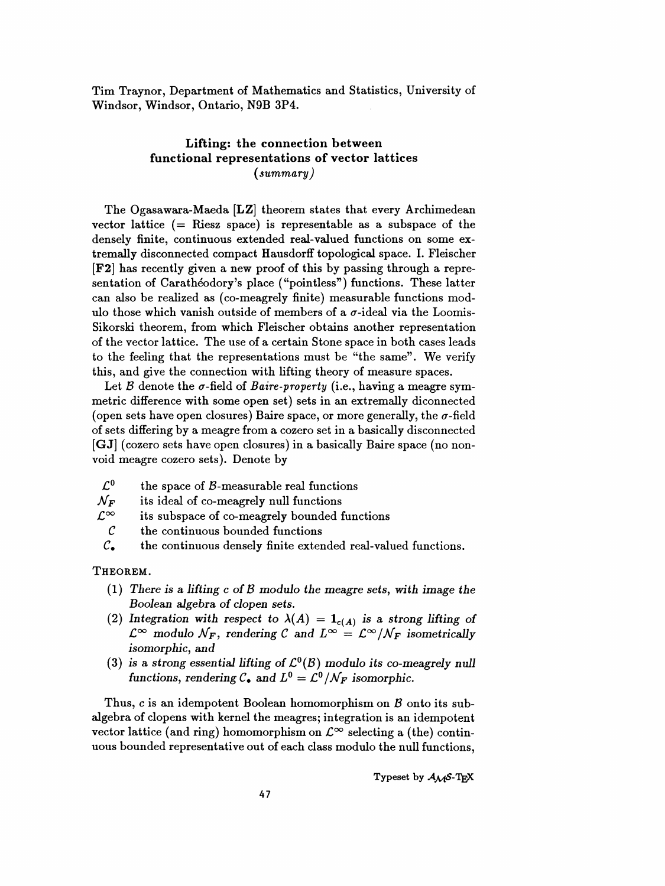Tim Traynor, Department of Mathematics and Statistics, University of Windsor, Windsor, Ontario, N9B 3P4.

## Lifting: the connection between functional representations of vector lattices

*(summary)*

The Ogasawara-Maeda [**LZ**] theorem states that every Archimedean vector lattice (= Riesz space) is representable as a subspace of the densely finite, continuous extended real-valued functions on some extremally disconnected compact Hausdorff topological space. I. Fleischer [**F2**] has recently given a new proof of this by passing through a representation of Carathéodory's place ("pointless") functions. These latter can also be realized as (co-meagrely finite) measurable functions modulo those which vanish outside of members of a $\sigma$-ideal via the Loomis-Sikorski theorem, from which Fleischer obtains another representation of the vector lattice. The use of a certain Stone space in both cases leads to the feeling that the representations must be "the same". We verify this, and give the connection with lifting theory of measure spaces.

Let $\mathcal{B}$ denote the $\sigma$-field of *Baire-property* (i.e., having a meagre symmetric difference with some open set) sets in an extremally diconnected (open sets have open closures) Baire space, or more generally, the $\sigma$-field of sets differing by a meagre from a cozero set in a basically disconnected [**GJ**] (cozero sets have open closures) in a basically Baire space (no nonvoid meagre cozero sets). Denote by

- $\mathcal{L}^0$ the space of $\mathcal{B}$-measurable real functions
- $\mathcal{N}_F$ its ideal of co-meagrely null functions
- $\mathcal{L}^\infty$ its subspace of co-meagrely bounded functions
- $\mathcal{C}$ the continuous bounded functions
- $\mathcal{C}_\bullet$ the continuous densely finite extended real-valued functions.

THEOREM.

1. *There is a lifting $c$ of $\mathcal{B}$ modulo the meagre sets, with image the Boolean algebra of clopen sets.*
2. *Integration with respect to $\lambda(A) = \mathbf{1}_{c(A)}$ is a strong lifting of $\mathcal{L}^\infty$ modulo $\mathcal{N}_F$, rendering $\mathcal{C}$ and $L^\infty = \mathcal{L}^\infty/\mathcal{N}_F$ isometrically isomorphic, and*
3. *is a strong essential lifting of $\mathcal{L}^0(\mathcal{B})$ modulo its co-meagrely null functions, rendering $\mathcal{C}_\bullet$ and $L^0 = \mathcal{L}^0/\mathcal{N}_F$ isomorphic.*

Thus, $c$ is an idempotent Boolean homomorphism on $\mathcal{B}$ onto its subalgebra of clopens with kernel the meagres; integration is an idempotent vector lattice (and ring) homomorphism on $\mathcal{L}^\infty$ selecting a (the) continuous bounded representative out of each class modulo the null functions,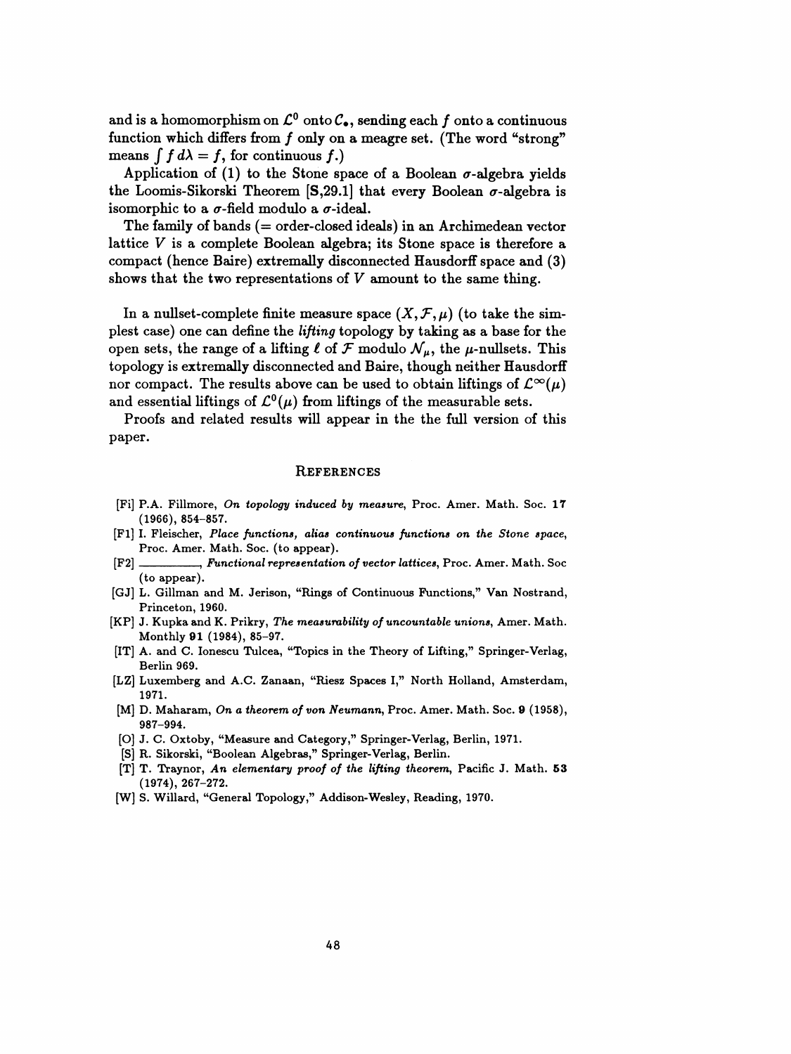and is a homomorphism on $\mathcal{L}^0$ onto $\mathcal{C}_\bullet$, sending each $f$ onto a continuous function which differs from $f$ only on a meagre set. (The word "strong" means $\int f\, d\lambda = f$, for continuous $f$.)

Application of (1) to the Stone space of a Boolean $\sigma$-algebra yields the Loomis-Sikorski Theorem [S,29.1] that every Boolean $\sigma$-algebra is isomorphic to a $\sigma$-field modulo a $\sigma$-ideal.

The family of bands (= order-closed ideals) in an Archimedean vector lattice $V$ is a complete Boolean algebra; its Stone space is therefore a compact (hence Baire) extremally disconnected Hausdorff space and (3) shows that the two representations of $V$ amount to the same thing.

In a nullset-complete finite measure space $(X, \mathcal{F}, \mu)$ (to take the simplest case) one can define the *lifting* topology by taking as a base for the open sets, the range of a lifting $\ell$ of $\mathcal{F}$ modulo $\mathcal{N}_\mu$, the $\mu$-nullsets. This topology is extremally disconnected and Baire, though neither Hausdorff nor compact. The results above can be used to obtain liftings of $\mathcal{L}^\infty(\mu)$ and essential liftings of $\mathcal{L}^0(\mu)$ from liftings of the measurable sets.

Proofs and related results will appear in the the full version of this paper.

## References

- [Fi] P.A. Fillmore, *On topology induced by measure*, Proc. Amer. Math. Soc. **17** (1966), 854–857.
- [F1] I. Fleischer, *Place functions, alias continuous functions on the Stone space*, Proc. Amer. Math. Soc. (to appear).
- [F2] ———, *Functional representation of vector lattices*, Proc. Amer. Math. Soc (to appear).
- [GJ] L. Gillman and M. Jerison, "Rings of Continuous Functions," Van Nostrand, Princeton, 1960.
- [KP] J. Kupka and K. Prikry, *The measurability of uncountable unions*, Amer. Math. Monthly **91** (1984), 85–97.
- [IT] A. and C. Ionescu Tulcea, "Topics in the Theory of Lifting," Springer-Verlag, Berlin 969.
- [LZ] Luxemberg and A.C. Zanaan, "Riesz Spaces I," North Holland, Amsterdam, 1971.
- [M] D. Maharam, *On a theorem of von Neumann*, Proc. Amer. Math. Soc. **9** (1958), 987–994.
- [O] J. C. Oxtoby, "Measure and Category," Springer-Verlag, Berlin, 1971.
- [S] R. Sikorski, "Boolean Algebras," Springer-Verlag, Berlin.
- [T] T. Traynor, *An elementary proof of the lifting theorem*, Pacific J. Math. **53** (1974), 267–272.
- [W] S. Willard, "General Topology," Addison-Wesley, Reading, 1970.